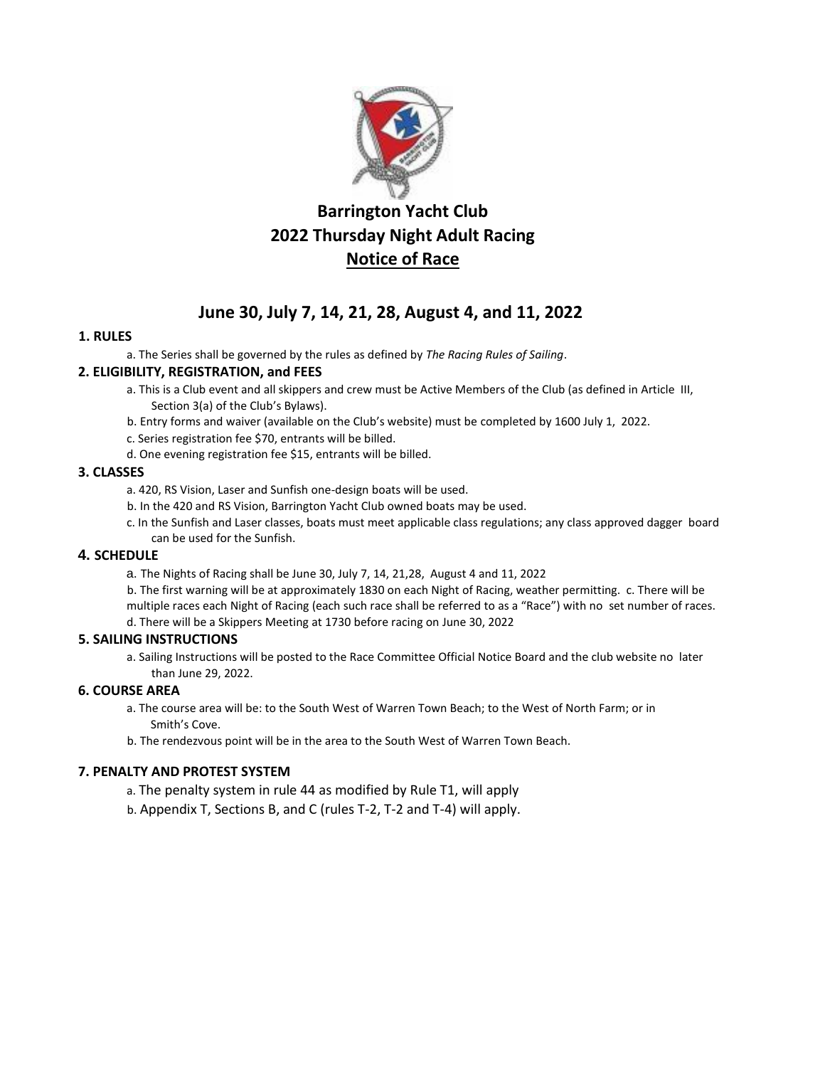# Barrington Yacht Club
# 2022 Thursday Night Adult Racing
# Notice of Race

## June 30, July 7, 14, 21, 28, August 4, and 11, 2022

### 1. RULES

a. The Series shall be governed by the rules as defined by *The Racing Rules of Sailing*.

### 2. ELIGIBILITY, REGISTRATION, and FEES

a. This is a Club event and all skippers and crew must be Active Members of the Club (as defined in Article III, Section 3(a) of the Club's Bylaws).

b. Entry forms and waiver (available on the Club's website) must be completed by 1600 July 1, 2022.

c. Series registration fee $70, entrants will be billed.

d. One evening registration fee $15, entrants will be billed.

### 3. CLASSES

a. 420, RS Vision, Laser and Sunfish one-design boats will be used.

b. In the 420 and RS Vision, Barrington Yacht Club owned boats may be used.

c. In the Sunfish and Laser classes, boats must meet applicable class regulations; any class approved dagger board can be used for the Sunfish.

### 4. SCHEDULE

a. The Nights of Racing shall be June 30, July 7, 14, 21,28, August 4 and 11, 2022

b. The first warning will be at approximately 1830 on each Night of Racing, weather permitting. c. There will be multiple races each Night of Racing (each such race shall be referred to as a "Race") with no set number of races.

d. There will be a Skippers Meeting at 1730 before racing on June 30, 2022

### 5. SAILING INSTRUCTIONS

a. Sailing Instructions will be posted to the Race Committee Official Notice Board and the club website no later than June 29, 2022.

### 6. COURSE AREA

a. The course area will be: to the South West of Warren Town Beach; to the West of North Farm; or in Smith's Cove.

b. The rendezvous point will be in the area to the South West of Warren Town Beach.

### 7. PENALTY AND PROTEST SYSTEM

a. The penalty system in rule 44 as modified by Rule T1, will apply

b. Appendix T, Sections B, and C (rules T-2, T-2 and T-4) will apply.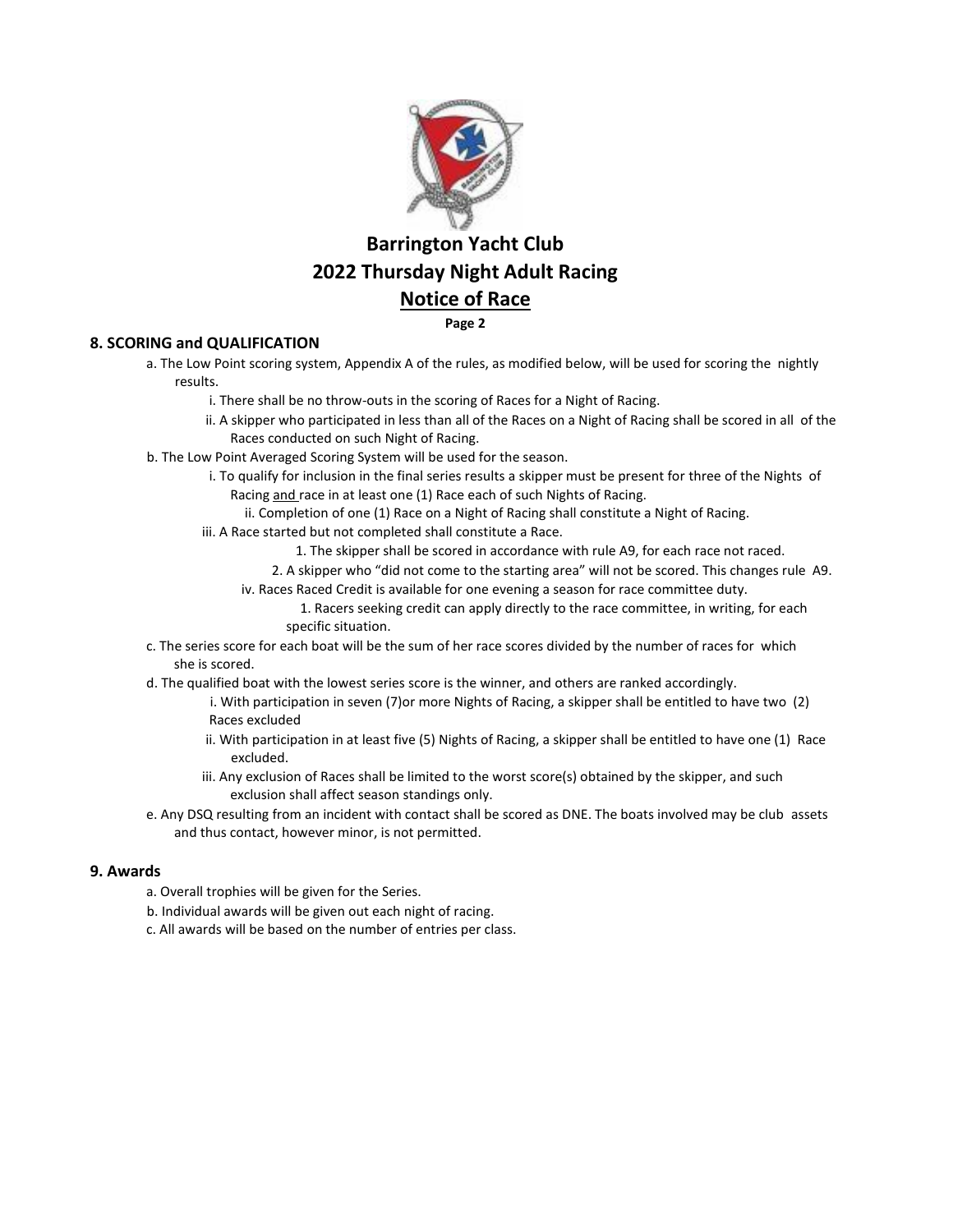# Barrington Yacht Club
# 2022 Thursday Night Adult Racing
# Notice of Race

**Page 2**

## 8. SCORING and QUALIFICATION

a. The Low Point scoring system, Appendix A of the rules, as modified below, will be used for scoring the nightly results.

- i. There shall be no throw-outs in the scoring of Races for a Night of Racing.
- ii. A skipper who participated in less than all of the Races on a Night of Racing shall be scored in all of the Races conducted on such Night of Racing.

b. The Low Point Averaged Scoring System will be used for the season.

- i. To qualify for inclusion in the final series results a skipper must be present for three of the Nights of Racing <u>and</u> race in at least one (1) Race each of such Nights of Racing.
- ii. Completion of one (1) Race on a Night of Racing shall constitute a Night of Racing.
- iii. A Race started but not completed shall constitute a Race.
  1. The skipper shall be scored in accordance with rule A9, for each race not raced.
  2. A skipper who "did not come to the starting area" will not be scored. This changes rule A9.
- iv. Races Raced Credit is available for one evening a season for race committee duty.
  1. Racers seeking credit can apply directly to the race committee, in writing, for each specific situation.

c. The series score for each boat will be the sum of her race scores divided by the number of races for which she is scored.

d. The qualified boat with the lowest series score is the winner, and others are ranked accordingly.

- i. With participation in seven (7)or more Nights of Racing, a skipper shall be entitled to have two (2) Races excluded
- ii. With participation in at least five (5) Nights of Racing, a skipper shall be entitled to have one (1) Race excluded.
- iii. Any exclusion of Races shall be limited to the worst score(s) obtained by the skipper, and such exclusion shall affect season standings only.

e. Any DSQ resulting from an incident with contact shall be scored as DNE. The boats involved may be club assets and thus contact, however minor, is not permitted.

## 9. Awards

a. Overall trophies will be given for the Series.

b. Individual awards will be given out each night of racing.

c. All awards will be based on the number of entries per class.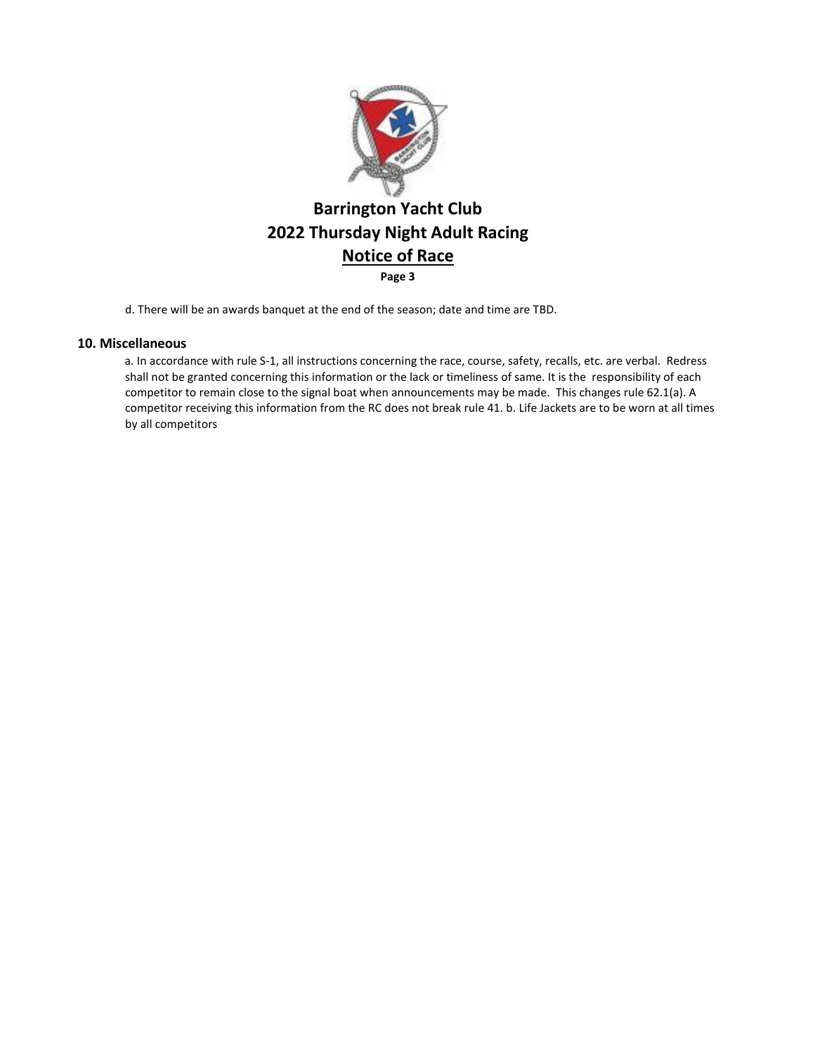# Barrington Yacht Club
# 2022 Thursday Night Adult Racing
# Notice of Race

d. There will be an awards banquet at the end of the season; date and time are TBD.

## 10. Miscellaneous

a. In accordance with rule S-1, all instructions concerning the race, course, safety, recalls, etc. are verbal. Redress shall not be granted concerning this information or the lack or timeliness of same. It is the responsibility of each competitor to remain close to the signal boat when announcements may be made. This changes rule 62.1(a). A competitor receiving this information from the RC does not break rule 41. b. Life Jackets are to be worn at all times by all competitors